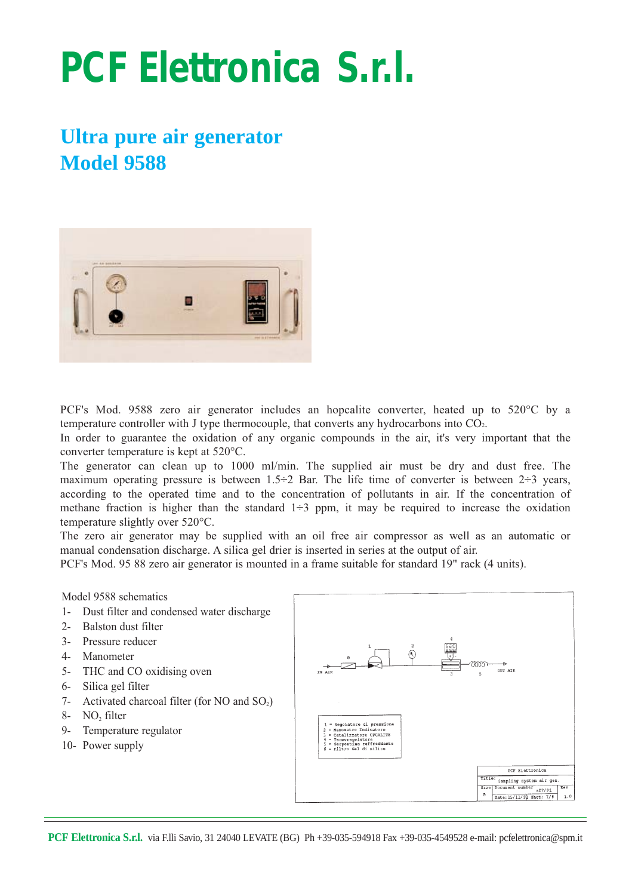# PCF Elettronica S.r.l.

## Ultra pure air generator
## Model 9588

PCF's Mod. 9588 zero air generator includes an hopcalite converter, heated up to 520°C by a temperature controller with J type thermocouple, that converts any hydrocarbons into $CO_2$.
In order to guarantee the oxidation of any organic compounds in the air, it's very important that the converter temperature is kept at 520°C.
The generator can clean up to 1000 ml/min. The supplied air must be dry and dust free. The maximum operating pressure is between 1.5÷2 Bar. The life time of converter is between 2÷3 years, according to the operated time and to the concentration of pollutants in air. If the concentration of methane fraction is higher than the standard 1÷3 ppm, it may be required to increase the oxidation temperature slightly over 520°C.
The zero air generator may be supplied with an oil free air compressor as well as an automatic or manual condensation discharge. A silica gel drier is inserted in series at the output of air.
PCF's Mod. 95 88 zero air generator is mounted in a frame suitable for standard 19" rack (4 units).

Model 9588 schematics

1- Dust filter and condensed water discharge
2- Balston dust filter
3- Pressure reducer
4- Manometer
5- THC and CO oxidising oven
6- Silica gel filter
7- Activated charcoal filter (for NO and $SO_2$)
8- $NO_2$ filter
9- Temperature regulator
10- Power supply

IN AIR — OUT AIR

1 = Regolatore di pressione
2 = Manometro Indicatore
3 = Catalizzatore OPCALITE
4 = Termoregolatore
5 = Serpentina raffreddante
6 = Filtro Gel di silice

| PCF Elettronica | | |
|---|---|---|
| Title: Sampling system air gen. | | |
| Size B | Document number s27/91 | Rev 1.0 |
| Date: 15/11/91 | Sheet: 7/8 | |

**PCF Elettronica S.r.l.** via F.lli Savio, 31 24040 LEVATE (BG) Ph +39-035-594918 Fax +39-035-4549528 e-mail: pcfelettronica@spm.it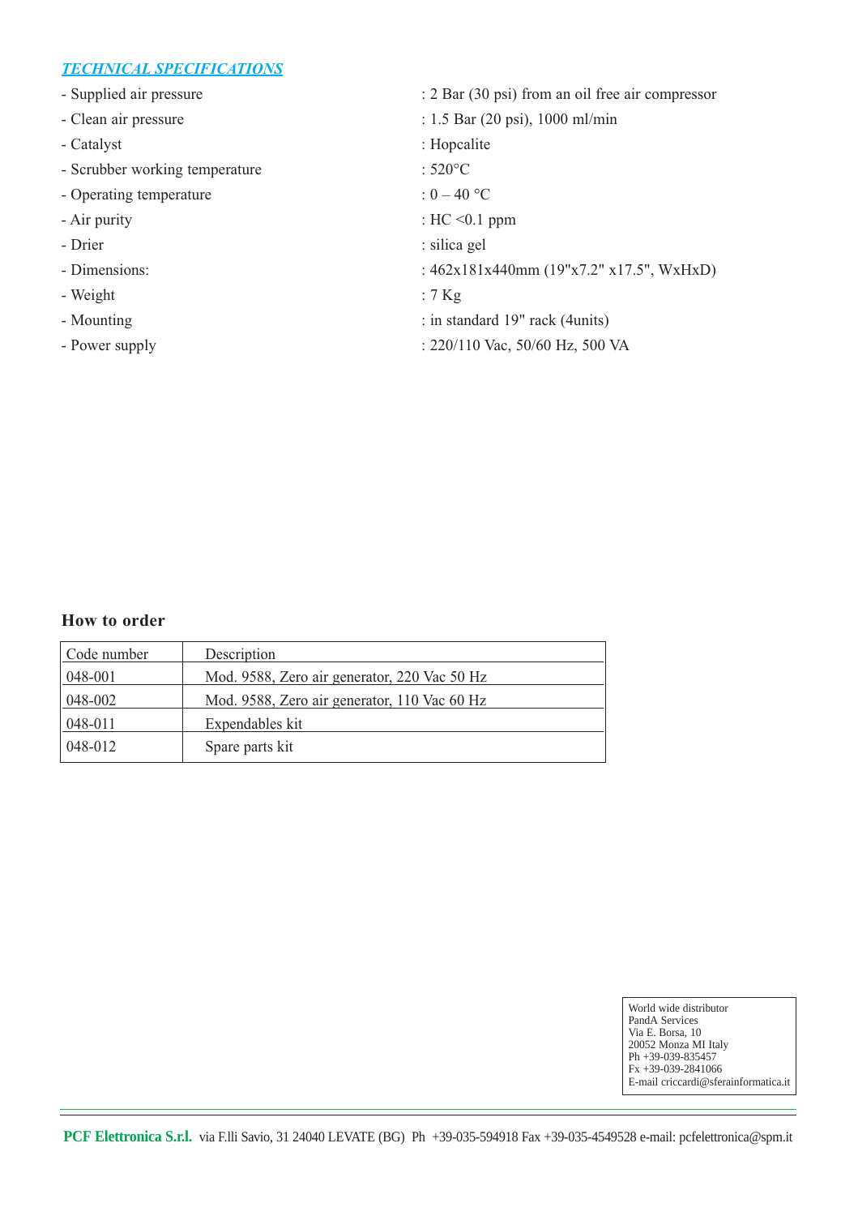## *TECHNICAL SPECIFICATIONS*

- Supplied air pressure : 2 Bar (30 psi) from an oil free air compressor
- Clean air pressure : 1.5 Bar (20 psi), 1000 ml/min
- Catalyst : Hopcalite
- Scrubber working temperature : 520°C
- Operating temperature : 0 – 40 °C
- Air purity : HC <0.1 ppm
- Drier : silica gel
- Dimensions: : 462x181x440mm (19"x7.2" x17.5", WxHxD)
- Weight : 7 Kg
- Mounting : in standard 19" rack (4units)
- Power supply : 220/110 Vac, 50/60 Hz, 500 VA

### How to order

| Code number | Description |
| --- | --- |
| 048-001 | Mod. 9588, Zero air generator, 220 Vac 50 Hz |
| 048-002 | Mod. 9588, Zero air generator, 110 Vac 60 Hz |
| 048-011 | Expendables kit |
| 048-012 | Spare parts kit |

World wide distributor
PandA Services
Via E. Borsa, 10
20052 Monza MI Italy
Ph +39-039-835457
Fx +39-039-2841066
E-mail criccardi@sferainformatica.it

**PCF Elettronica S.r.l.** via F.lli Savio, 31 24040 LEVATE (BG) Ph +39-035-594918 Fax +39-035-4549528 e-mail: pcfelettronica@spm.it